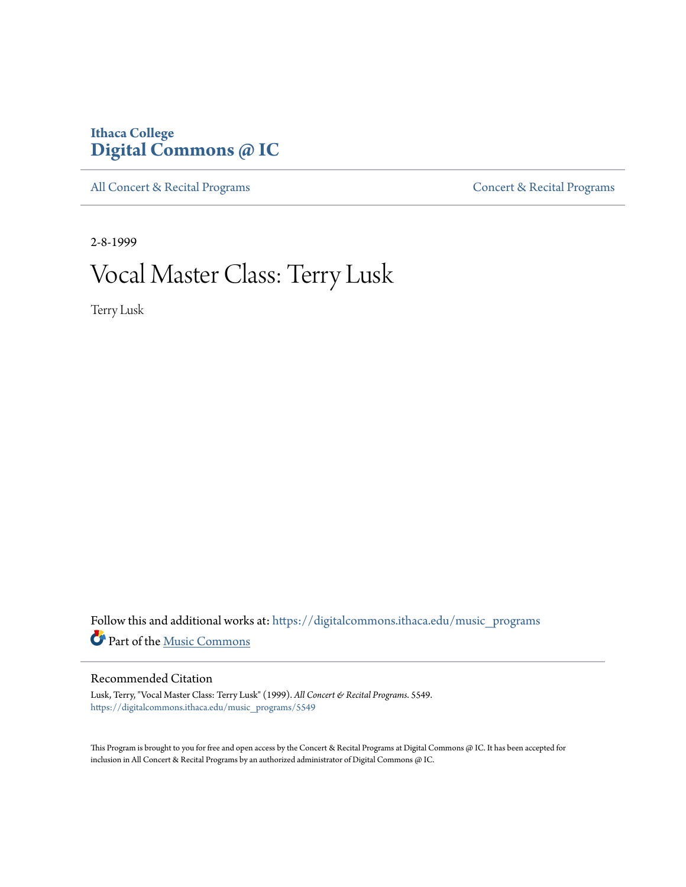Ithaca College
**Digital Commons @ IC**

All Concert & Recital Programs | Concert & Recital Programs

2-8-1999

# Vocal Master Class: Terry Lusk

Terry Lusk

Follow this and additional works at: https://digitalcommons.ithaca.edu/music_programs

Part of the Music Commons

## Recommended Citation

Lusk, Terry, "Vocal Master Class: Terry Lusk" (1999). *All Concert & Recital Programs*. 5549.
https://digitalcommons.ithaca.edu/music_programs/5549

This Program is brought to you for free and open access by the Concert & Recital Programs at Digital Commons @ IC. It has been accepted for inclusion in All Concert & Recital Programs by an authorized administrator of Digital Commons @ IC.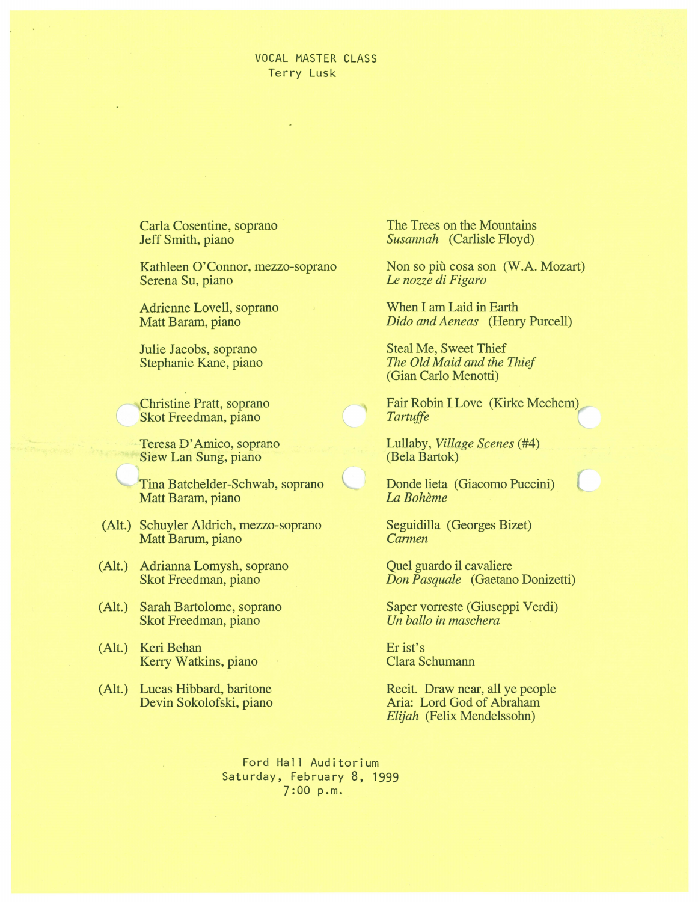# VOCAL MASTER CLASS

Terry Lusk

| | | |
|---|---|---|
| | Carla Cosentine, soprano<br>Jeff Smith, piano | The Trees on the Mountains<br>*Susannah* (Carlisle Floyd) |
| | Kathleen O'Connor, mezzo-soprano<br>Serena Su, piano | Non so più cosa son (W.A. Mozart)<br>*Le nozze di Figaro* |
| | Adrienne Lovell, soprano<br>Matt Baram, piano | When I am Laid in Earth<br>*Dido and Aeneas* (Henry Purcell) |
| | Julie Jacobs, soprano<br>Stephanie Kane, piano | Steal Me, Sweet Thief<br>*The Old Maid and the Thief*<br>(Gian Carlo Menotti) |
| | Christine Pratt, soprano<br>Skot Freedman, piano | Fair Robin I Love (Kirke Mechem)<br>*Tartuffe* |
| | Teresa D'Amico, soprano<br>Siew Lan Sung, piano | Lullaby, *Village Scenes* (#4)<br>(Bela Bartok) |
| | Tina Batchelder-Schwab, soprano<br>Matt Baram, piano | Donde lieta (Giacomo Puccini)<br>*La Bohème* |
| (Alt.) | Schuyler Aldrich, mezzo-soprano<br>Matt Barum, piano | Seguidilla (Georges Bizet)<br>*Carmen* |
| (Alt.) | Adrianna Lomysh, soprano<br>Skot Freedman, piano | Quel guardo il cavaliere<br>*Don Pasquale* (Gaetano Donizetti) |
| (Alt.) | Sarah Bartolome, soprano<br>Skot Freedman, piano | Saper vorreste (Giuseppi Verdi)<br>*Un ballo in maschera* |
| (Alt.) | Keri Behan<br>Kerry Watkins, piano | Er ist's<br>Clara Schumann |
| (Alt.) | Lucas Hibbard, baritone<br>Devin Sokolofski, piano | Recit. Draw near, all ye people<br>Aria: Lord God of Abraham<br>*Elijah* (Felix Mendelssohn) |

Ford Hall Auditorium
Saturday, February 8, 1999
7:00 p.m.